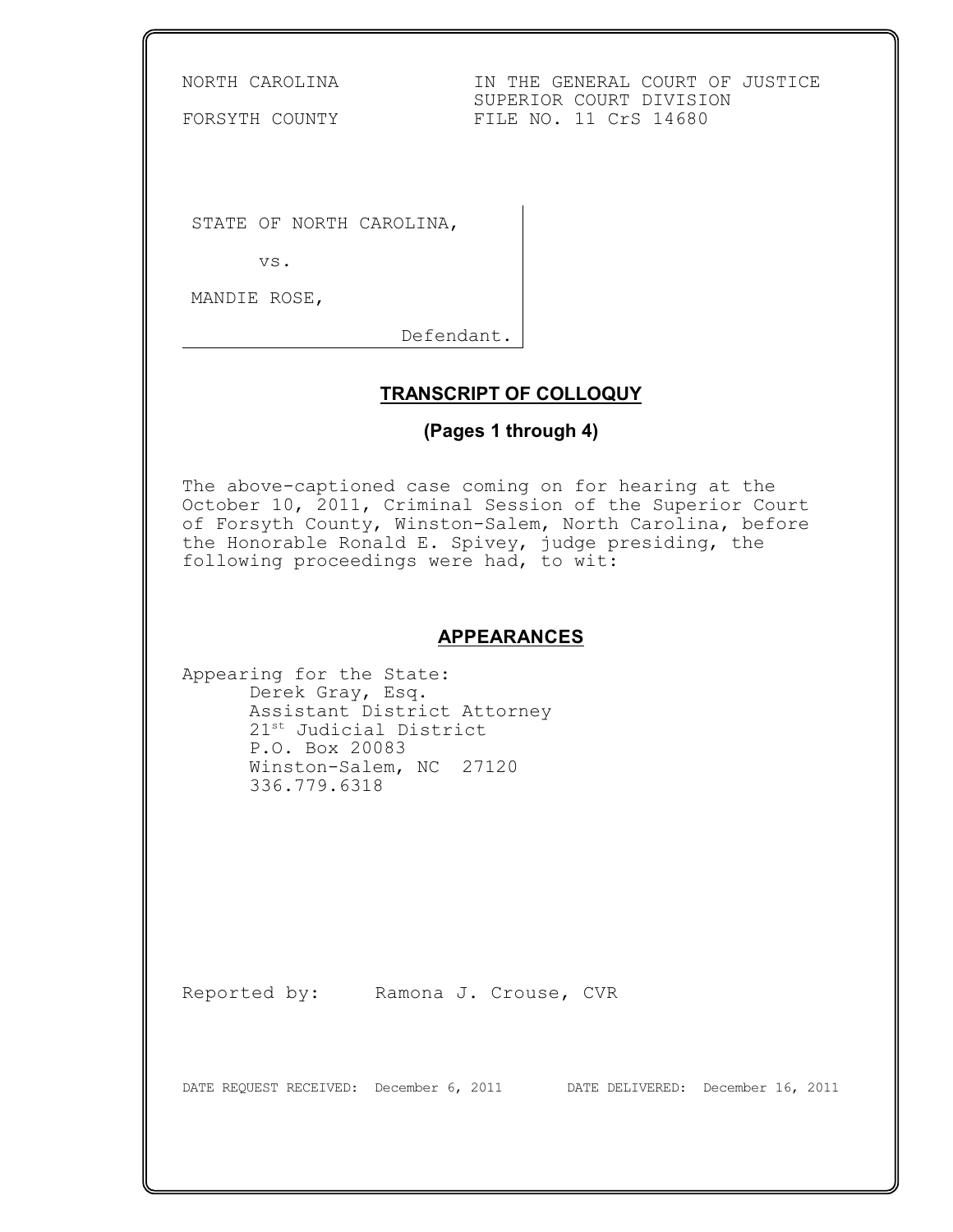NORTH CAROLINA | IN THE GENERAL COURT OF JUSTICE
SUPERIOR COURT DIVISION
FORSYTH COUNTY | FILE NO. 11 CrS 14680

STATE OF NORTH CAROLINA,

vs.

MANDIE ROSE,

Defendant.

## TRANSCRIPT OF COLLOQUY

**(Pages 1 through 4)**

The above-captioned case coming on for hearing at the October 10, 2011, Criminal Session of the Superior Court of Forsyth County, Winston-Salem, North Carolina, before the Honorable Ronald E. Spivey, judge presiding, the following proceedings were had, to wit:

## APPEARANCES

Appearing for the State:
Derek Gray, Esq.
Assistant District Attorney
21st Judicial District
P.O. Box 20083
Winston-Salem, NC 27120
336.779.6318

Reported by: Ramona J. Crouse, CVR

DATE REQUEST RECEIVED: December 6, 2011 DATE DELIVERED: December 16, 2011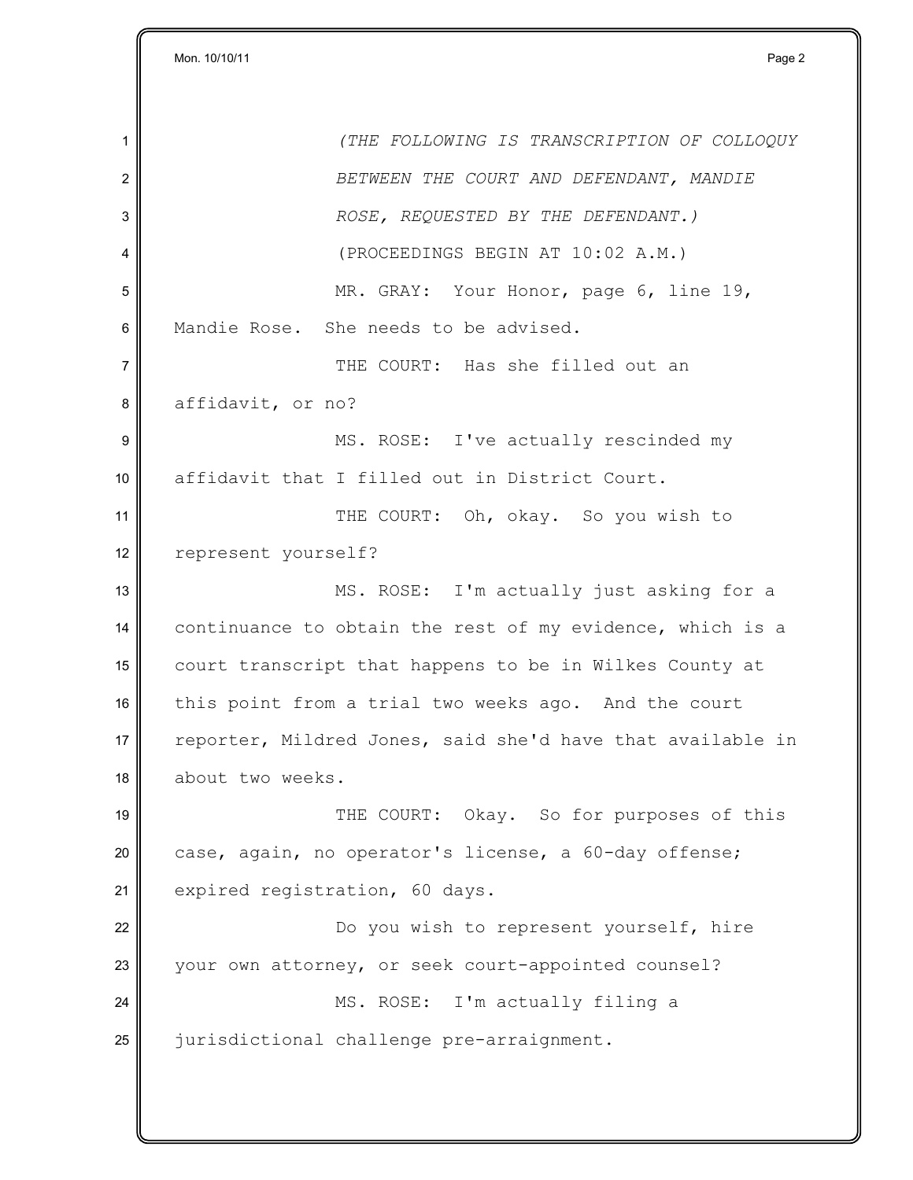*(THE FOLLOWING IS TRANSCRIPTION OF COLLOQUY BETWEEN THE COURT AND DEFENDANT, MANDIE ROSE, REQUESTED BY THE DEFENDANT.)*

(PROCEEDINGS BEGIN AT 10:02 A.M.)

MR. GRAY: Your Honor, page 6, line 19, Mandie Rose. She needs to be advised.

THE COURT: Has she filled out an affidavit, or no?

MS. ROSE: I've actually rescinded my affidavit that I filled out in District Court.

THE COURT: Oh, okay. So you wish to represent yourself?

MS. ROSE: I'm actually just asking for a continuance to obtain the rest of my evidence, which is a court transcript that happens to be in Wilkes County at this point from a trial two weeks ago. And the court reporter, Mildred Jones, said she'd have that available in about two weeks.

THE COURT: Okay. So for purposes of this case, again, no operator's license, a 60-day offense; expired registration, 60 days.

Do you wish to represent yourself, hire your own attorney, or seek court-appointed counsel?

MS. ROSE: I'm actually filing a jurisdictional challenge pre-arraignment.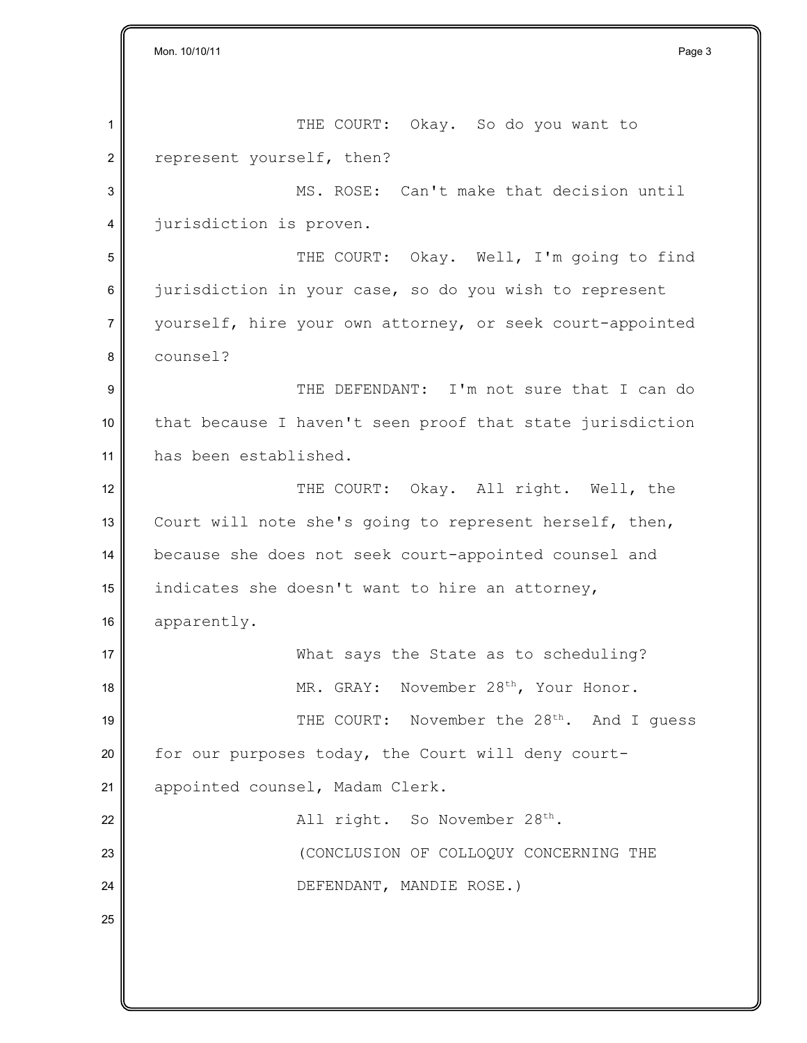THE COURT: Okay. So do you want to represent yourself, then?

MS. ROSE: Can't make that decision until jurisdiction is proven.

THE COURT: Okay. Well, I'm going to find jurisdiction in your case, so do you wish to represent yourself, hire your own attorney, or seek court-appointed counsel?

THE DEFENDANT: I'm not sure that I can do that because I haven't seen proof that state jurisdiction has been established.

THE COURT: Okay. All right. Well, the Court will note she's going to represent herself, then, because she does not seek court-appointed counsel and indicates she doesn't want to hire an attorney, apparently.

What says the State as to scheduling?

MR. GRAY: November 28th, Your Honor.

THE COURT: November the 28th. And I guess for our purposes today, the Court will deny court-appointed counsel, Madam Clerk.

All right. So November 28th.

(CONCLUSION OF COLLOQUY CONCERNING THE DEFENDANT, MANDIE ROSE.)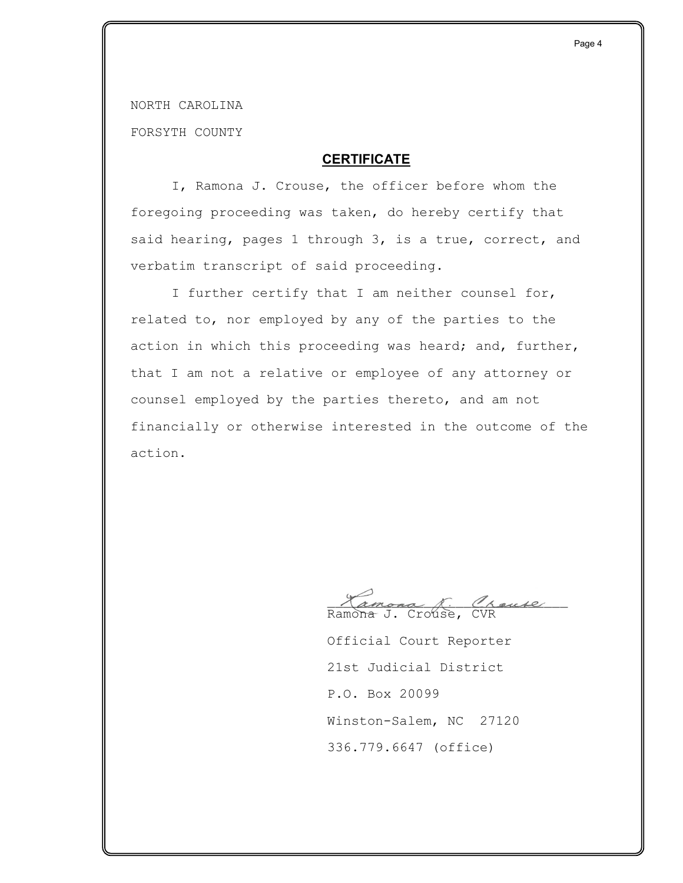NORTH CAROLINA

FORSYTH COUNTY

## CERTIFICATE

I, Ramona J. Crouse, the officer before whom the foregoing proceeding was taken, do hereby certify that said hearing, pages 1 through 3, is a true, correct, and verbatim transcript of said proceeding.

I further certify that I am neither counsel for, related to, nor employed by any of the parties to the action in which this proceeding was heard; and, further, that I am not a relative or employee of any attorney or counsel employed by the parties thereto, and am not financially or otherwise interested in the outcome of the action.

Ramona J. Crouse, CVR

Official Court Reporter

21st Judicial District

P.O. Box 20099

Winston-Salem, NC 27120

336.779.6647 (office)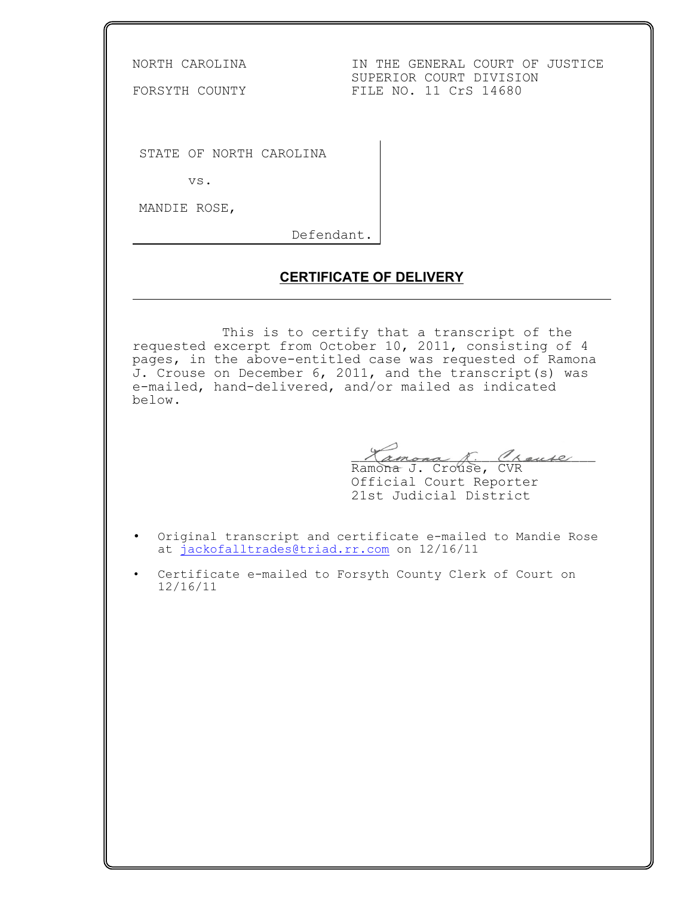NORTH CAROLINA

FORSYTH COUNTY

IN THE GENERAL COURT OF JUSTICE
SUPERIOR COURT DIVISION
FILE NO. 11 CrS 14680

STATE OF NORTH CAROLINA

vs.

MANDIE ROSE,

Defendant.

## CERTIFICATE OF DELIVERY

This is to certify that a transcript of the requested excerpt from October 10, 2011, consisting of 4 pages, in the above-entitled case was requested of Ramona J. Crouse on December 6, 2011, and the transcript(s) was e-mailed, hand-delivered, and/or mailed as indicated below.

Ramona J. Crouse, CVR
Official Court Reporter
21st Judicial District

- Original transcript and certificate e-mailed to Mandie Rose at jackofalltrades@triad.rr.com on 12/16/11
- Certificate e-mailed to Forsyth County Clerk of Court on 12/16/11